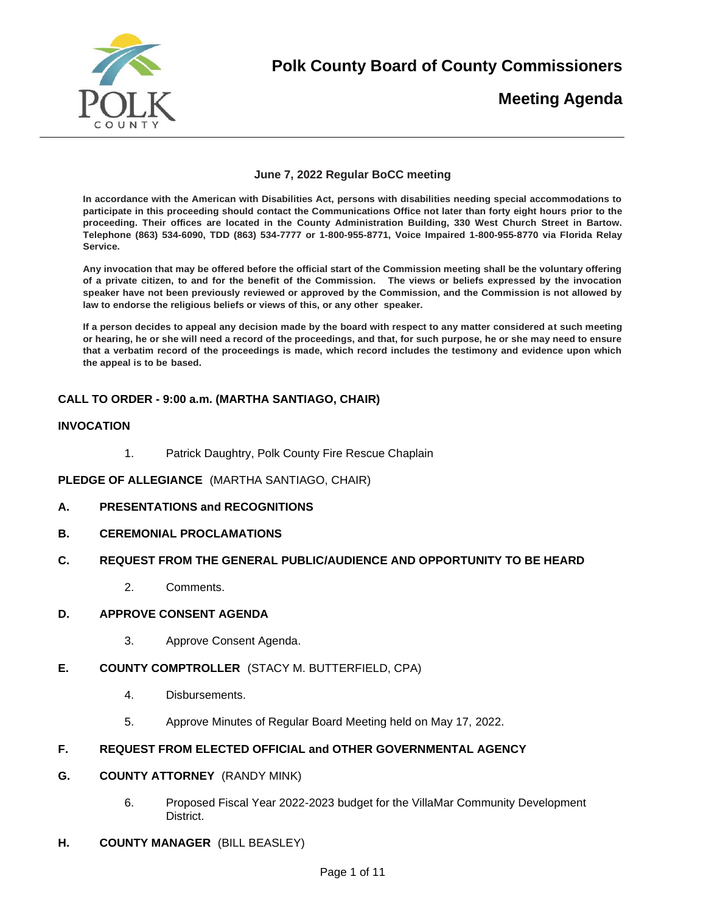# Polk County Board of County Commissioners

## Meeting Agenda

**June 7, 2022 Regular BoCC meeting**

**In accordance with the American with Disabilities Act, persons with disabilities needing special accommodations to participate in this proceeding should contact the Communications Office not later than forty eight hours prior to the proceeding. Their offices are located in the County Administration Building, 330 West Church Street in Bartow. Telephone (863) 534-6090, TDD (863) 534-7777 or 1-800-955-8771, Voice Impaired 1-800-955-8770 via Florida Relay Service.**

**Any invocation that may be offered before the official start of the Commission meeting shall be the voluntary offering of a private citizen, to and for the benefit of the Commission. The views or beliefs expressed by the invocation speaker have not been previously reviewed or approved by the Commission, and the Commission is not allowed by law to endorse the religious beliefs or views of this, or any other speaker.**

**If a person decides to appeal any decision made by the board with respect to any matter considered at such meeting or hearing, he or she will need a record of the proceedings, and that, for such purpose, he or she may need to ensure that a verbatim record of the proceedings is made, which record includes the testimony and evidence upon which the appeal is to be based.**

**CALL TO ORDER - 9:00 a.m. (MARTHA SANTIAGO, CHAIR)**

**INVOCATION**

1. Patrick Daughtry, Polk County Fire Rescue Chaplain

**PLEDGE OF ALLEGIANCE** (MARTHA SANTIAGO, CHAIR)

**A. PRESENTATIONS and RECOGNITIONS**

**B. CEREMONIAL PROCLAMATIONS**

**C. REQUEST FROM THE GENERAL PUBLIC/AUDIENCE AND OPPORTUNITY TO BE HEARD**

2. Comments.

**D. APPROVE CONSENT AGENDA**

3. Approve Consent Agenda.

**E. COUNTY COMPTROLLER** (STACY M. BUTTERFIELD, CPA)

4. Disbursements.
5. Approve Minutes of Regular Board Meeting held on May 17, 2022.

**F. REQUEST FROM ELECTED OFFICIAL and OTHER GOVERNMENTAL AGENCY**

**G. COUNTY ATTORNEY** (RANDY MINK)

6. Proposed Fiscal Year 2022-2023 budget for the VillaMar Community Development District.

**H. COUNTY MANAGER** (BILL BEASLEY)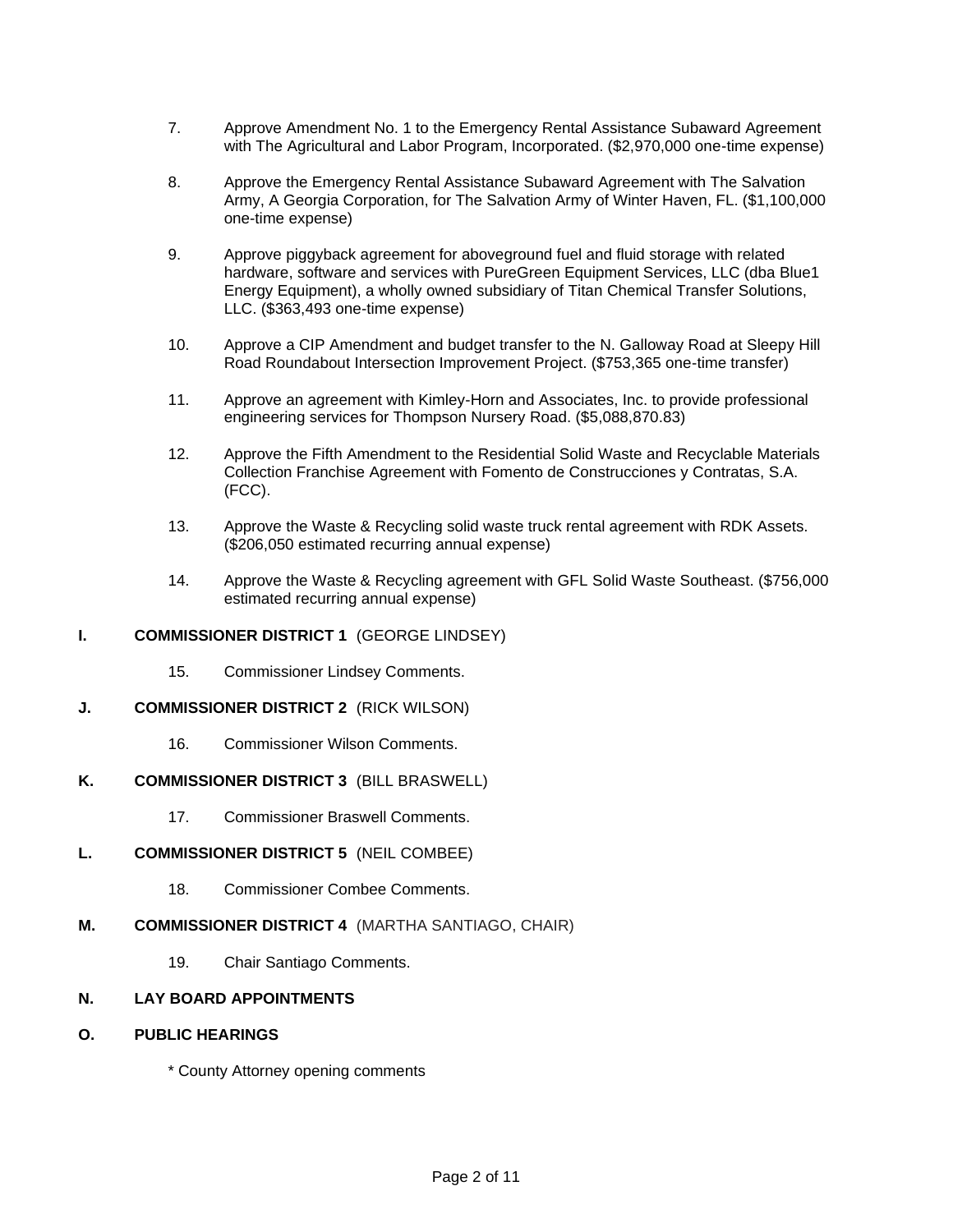7. Approve Amendment No. 1 to the Emergency Rental Assistance Subaward Agreement with The Agricultural and Labor Program, Incorporated. ($2,970,000 one-time expense)

8. Approve the Emergency Rental Assistance Subaward Agreement with The Salvation Army, A Georgia Corporation, for The Salvation Army of Winter Haven, FL. ($1,100,000 one-time expense)

9. Approve piggyback agreement for aboveground fuel and fluid storage with related hardware, software and services with PureGreen Equipment Services, LLC (dba Blue1 Energy Equipment), a wholly owned subsidiary of Titan Chemical Transfer Solutions, LLC. ($363,493 one-time expense)

10. Approve a CIP Amendment and budget transfer to the N. Galloway Road at Sleepy Hill Road Roundabout Intersection Improvement Project. ($753,365 one-time transfer)

11. Approve an agreement with Kimley-Horn and Associates, Inc. to provide professional engineering services for Thompson Nursery Road. ($5,088,870.83)

12. Approve the Fifth Amendment to the Residential Solid Waste and Recyclable Materials Collection Franchise Agreement with Fomento de Construcciones y Contratas, S.A. (FCC).

13. Approve the Waste & Recycling solid waste truck rental agreement with RDK Assets. ($206,050 estimated recurring annual expense)

14. Approve the Waste & Recycling agreement with GFL Solid Waste Southeast. ($756,000 estimated recurring annual expense)

## I. COMMISSIONER DISTRICT 1 (GEORGE LINDSEY)

15. Commissioner Lindsey Comments.

## J. COMMISSIONER DISTRICT 2 (RICK WILSON)

16. Commissioner Wilson Comments.

## K. COMMISSIONER DISTRICT 3 (BILL BRASWELL)

17. Commissioner Braswell Comments.

## L. COMMISSIONER DISTRICT 5 (NEIL COMBEE)

18. Commissioner Combee Comments.

## M. COMMISSIONER DISTRICT 4 (MARTHA SANTIAGO, CHAIR)

19. Chair Santiago Comments.

## N. LAY BOARD APPOINTMENTS

## O. PUBLIC HEARINGS

\* County Attorney opening comments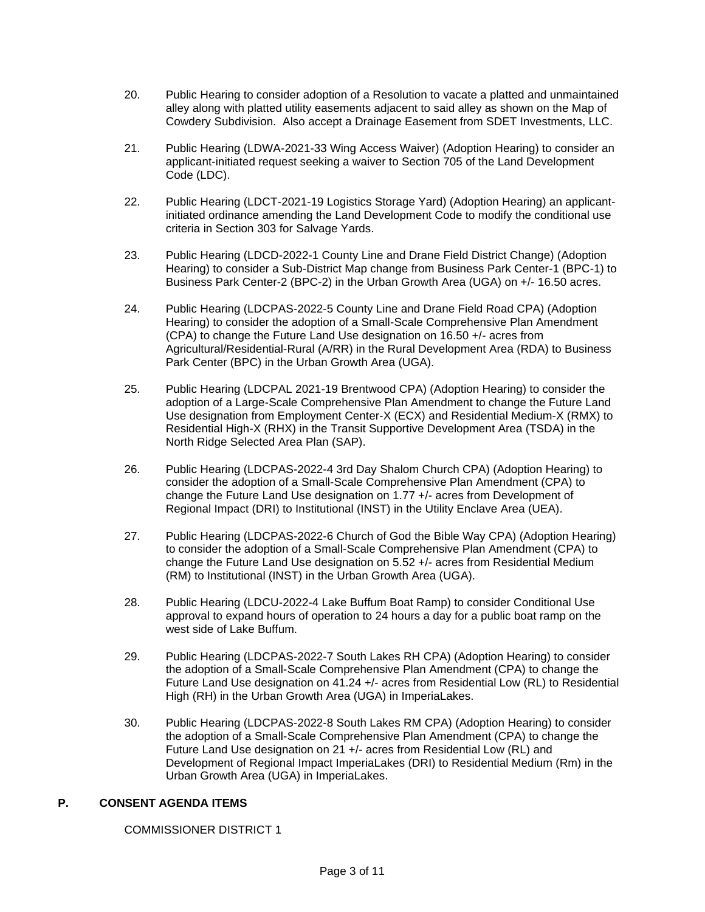20. Public Hearing to consider adoption of a Resolution to vacate a platted and unmaintained alley along with platted utility easements adjacent to said alley as shown on the Map of Cowdery Subdivision. Also accept a Drainage Easement from SDET Investments, LLC.

21. Public Hearing (LDWA-2021-33 Wing Access Waiver) (Adoption Hearing) to consider an applicant-initiated request seeking a waiver to Section 705 of the Land Development Code (LDC).

22. Public Hearing (LDCT-2021-19 Logistics Storage Yard) (Adoption Hearing) an applicant-initiated ordinance amending the Land Development Code to modify the conditional use criteria in Section 303 for Salvage Yards.

23. Public Hearing (LDCD-2022-1 County Line and Drane Field District Change) (Adoption Hearing) to consider a Sub-District Map change from Business Park Center-1 (BPC-1) to Business Park Center-2 (BPC-2) in the Urban Growth Area (UGA) on +/- 16.50 acres.

24. Public Hearing (LDCPAS-2022-5 County Line and Drane Field Road CPA) (Adoption Hearing) to consider the adoption of a Small-Scale Comprehensive Plan Amendment (CPA) to change the Future Land Use designation on 16.50 +/- acres from Agricultural/Residential-Rural (A/RR) in the Rural Development Area (RDA) to Business Park Center (BPC) in the Urban Growth Area (UGA).

25. Public Hearing (LDCPAL 2021-19 Brentwood CPA) (Adoption Hearing) to consider the adoption of a Large-Scale Comprehensive Plan Amendment to change the Future Land Use designation from Employment Center-X (ECX) and Residential Medium-X (RMX) to Residential High-X (RHX) in the Transit Supportive Development Area (TSDA) in the North Ridge Selected Area Plan (SAP).

26. Public Hearing (LDCPAS-2022-4 3rd Day Shalom Church CPA) (Adoption Hearing) to consider the adoption of a Small-Scale Comprehensive Plan Amendment (CPA) to change the Future Land Use designation on 1.77 +/- acres from Development of Regional Impact (DRI) to Institutional (INST) in the Utility Enclave Area (UEA).

27. Public Hearing (LDCPAS-2022-6 Church of God the Bible Way CPA) (Adoption Hearing) to consider the adoption of a Small-Scale Comprehensive Plan Amendment (CPA) to change the Future Land Use designation on 5.52 +/- acres from Residential Medium (RM) to Institutional (INST) in the Urban Growth Area (UGA).

28. Public Hearing (LDCU-2022-4 Lake Buffum Boat Ramp) to consider Conditional Use approval to expand hours of operation to 24 hours a day for a public boat ramp on the west side of Lake Buffum.

29. Public Hearing (LDCPAS-2022-7 South Lakes RH CPA) (Adoption Hearing) to consider the adoption of a Small-Scale Comprehensive Plan Amendment (CPA) to change the Future Land Use designation on 41.24 +/- acres from Residential Low (RL) to Residential High (RH) in the Urban Growth Area (UGA) in ImperiaLakes.

30. Public Hearing (LDCPAS-2022-8 South Lakes RM CPA) (Adoption Hearing) to consider the adoption of a Small-Scale Comprehensive Plan Amendment (CPA) to change the Future Land Use designation on 21 +/- acres from Residential Low (RL) and Development of Regional Impact ImperiaLakes (DRI) to Residential Medium (Rm) in the Urban Growth Area (UGA) in ImperiaLakes.

## P. CONSENT AGENDA ITEMS

COMMISSIONER DISTRICT 1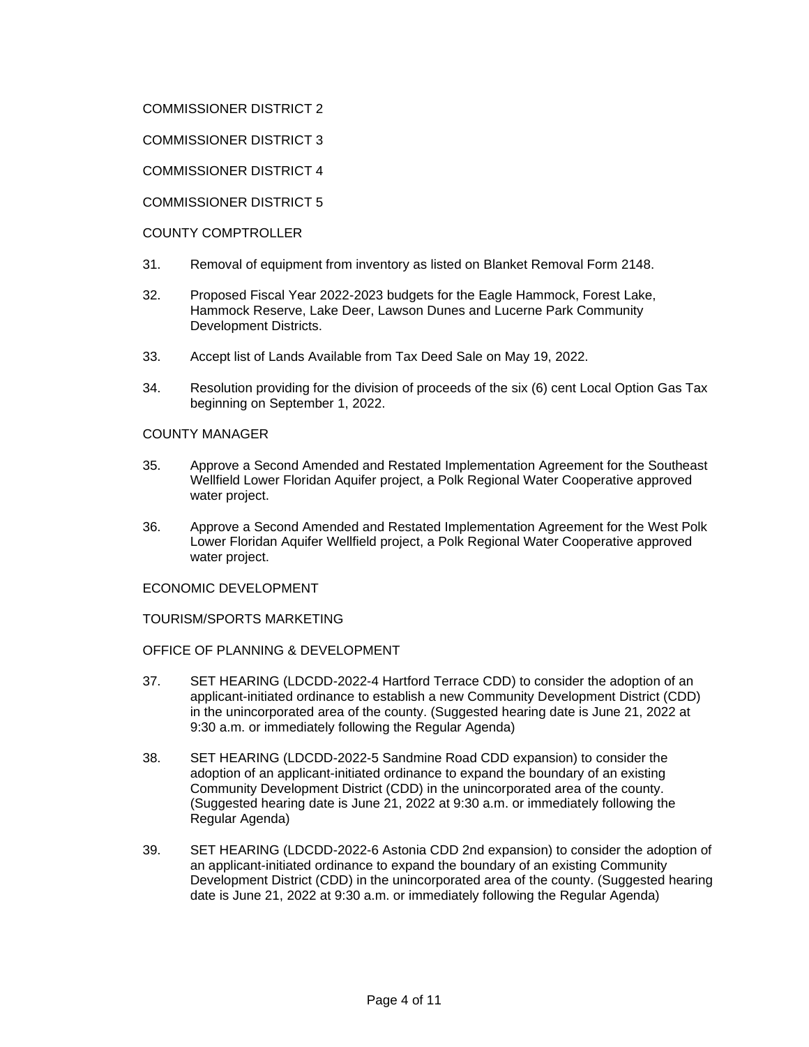COMMISSIONER DISTRICT 2

COMMISSIONER DISTRICT 3

COMMISSIONER DISTRICT 4

COMMISSIONER DISTRICT 5

COUNTY COMPTROLLER

31. Removal of equipment from inventory as listed on Blanket Removal Form 2148.

32. Proposed Fiscal Year 2022-2023 budgets for the Eagle Hammock, Forest Lake, Hammock Reserve, Lake Deer, Lawson Dunes and Lucerne Park Community Development Districts.

33. Accept list of Lands Available from Tax Deed Sale on May 19, 2022.

34. Resolution providing for the division of proceeds of the six (6) cent Local Option Gas Tax beginning on September 1, 2022.

COUNTY MANAGER

35. Approve a Second Amended and Restated Implementation Agreement for the Southeast Wellfield Lower Floridan Aquifer project, a Polk Regional Water Cooperative approved water project.

36. Approve a Second Amended and Restated Implementation Agreement for the West Polk Lower Floridan Aquifer Wellfield project, a Polk Regional Water Cooperative approved water project.

ECONOMIC DEVELOPMENT

TOURISM/SPORTS MARKETING

OFFICE OF PLANNING & DEVELOPMENT

37. SET HEARING (LDCDD-2022-4 Hartford Terrace CDD) to consider the adoption of an applicant-initiated ordinance to establish a new Community Development District (CDD) in the unincorporated area of the county. (Suggested hearing date is June 21, 2022 at 9:30 a.m. or immediately following the Regular Agenda)

38. SET HEARING (LDCDD-2022-5 Sandmine Road CDD expansion) to consider the adoption of an applicant-initiated ordinance to expand the boundary of an existing Community Development District (CDD) in the unincorporated area of the county. (Suggested hearing date is June 21, 2022 at 9:30 a.m. or immediately following the Regular Agenda)

39. SET HEARING (LDCDD-2022-6 Astonia CDD 2nd expansion) to consider the adoption of an applicant-initiated ordinance to expand the boundary of an existing Community Development District (CDD) in the unincorporated area of the county. (Suggested hearing date is June 21, 2022 at 9:30 a.m. or immediately following the Regular Agenda)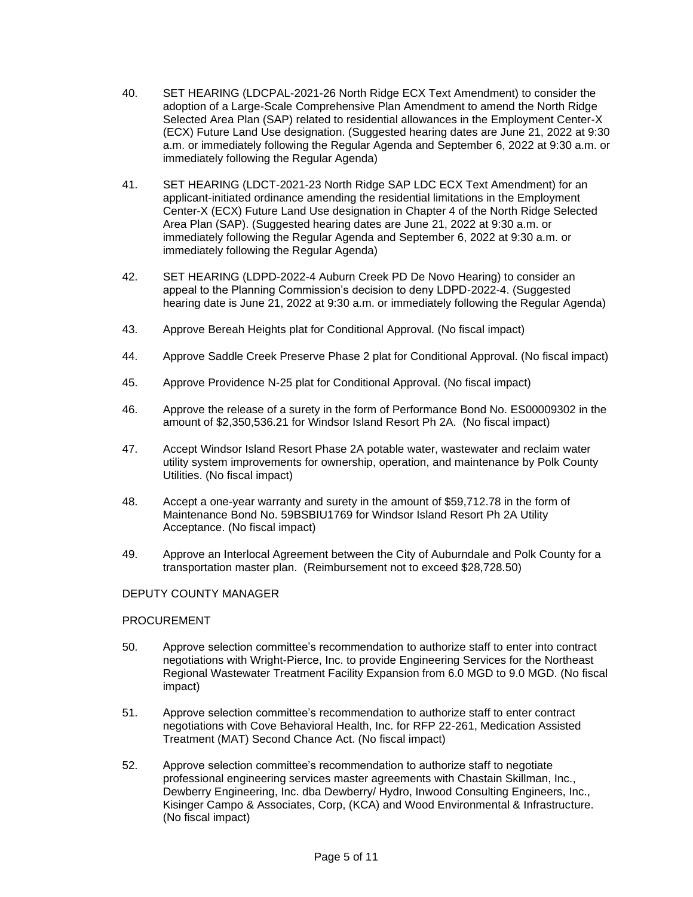40. SET HEARING (LDCPAL-2021-26 North Ridge ECX Text Amendment) to consider the adoption of a Large-Scale Comprehensive Plan Amendment to amend the North Ridge Selected Area Plan (SAP) related to residential allowances in the Employment Center-X (ECX) Future Land Use designation. (Suggested hearing dates are June 21, 2022 at 9:30 a.m. or immediately following the Regular Agenda and September 6, 2022 at 9:30 a.m. or immediately following the Regular Agenda)

41. SET HEARING (LDCT-2021-23 North Ridge SAP LDC ECX Text Amendment) for an applicant-initiated ordinance amending the residential limitations in the Employment Center-X (ECX) Future Land Use designation in Chapter 4 of the North Ridge Selected Area Plan (SAP). (Suggested hearing dates are June 21, 2022 at 9:30 a.m. or immediately following the Regular Agenda and September 6, 2022 at 9:30 a.m. or immediately following the Regular Agenda)

42. SET HEARING (LDPD-2022-4 Auburn Creek PD De Novo Hearing) to consider an appeal to the Planning Commission's decision to deny LDPD-2022-4. (Suggested hearing date is June 21, 2022 at 9:30 a.m. or immediately following the Regular Agenda)

43. Approve Bereah Heights plat for Conditional Approval. (No fiscal impact)

44. Approve Saddle Creek Preserve Phase 2 plat for Conditional Approval. (No fiscal impact)

45. Approve Providence N-25 plat for Conditional Approval. (No fiscal impact)

46. Approve the release of a surety in the form of Performance Bond No. ES00009302 in the amount of $2,350,536.21 for Windsor Island Resort Ph 2A. (No fiscal impact)

47. Accept Windsor Island Resort Phase 2A potable water, wastewater and reclaim water utility system improvements for ownership, operation, and maintenance by Polk County Utilities. (No fiscal impact)

48. Accept a one-year warranty and surety in the amount of $59,712.78 in the form of Maintenance Bond No. 59BSBIU1769 for Windsor Island Resort Ph 2A Utility Acceptance. (No fiscal impact)

49. Approve an Interlocal Agreement between the City of Auburndale and Polk County for a transportation master plan. (Reimbursement not to exceed $28,728.50)

DEPUTY COUNTY MANAGER

PROCUREMENT

50. Approve selection committee's recommendation to authorize staff to enter into contract negotiations with Wright-Pierce, Inc. to provide Engineering Services for the Northeast Regional Wastewater Treatment Facility Expansion from 6.0 MGD to 9.0 MGD. (No fiscal impact)

51. Approve selection committee's recommendation to authorize staff to enter contract negotiations with Cove Behavioral Health, Inc. for RFP 22-261, Medication Assisted Treatment (MAT) Second Chance Act. (No fiscal impact)

52. Approve selection committee's recommendation to authorize staff to negotiate professional engineering services master agreements with Chastain Skillman, Inc., Dewberry Engineering, Inc. dba Dewberry/ Hydro, Inwood Consulting Engineers, Inc., Kisinger Campo & Associates, Corp, (KCA) and Wood Environmental & Infrastructure. (No fiscal impact)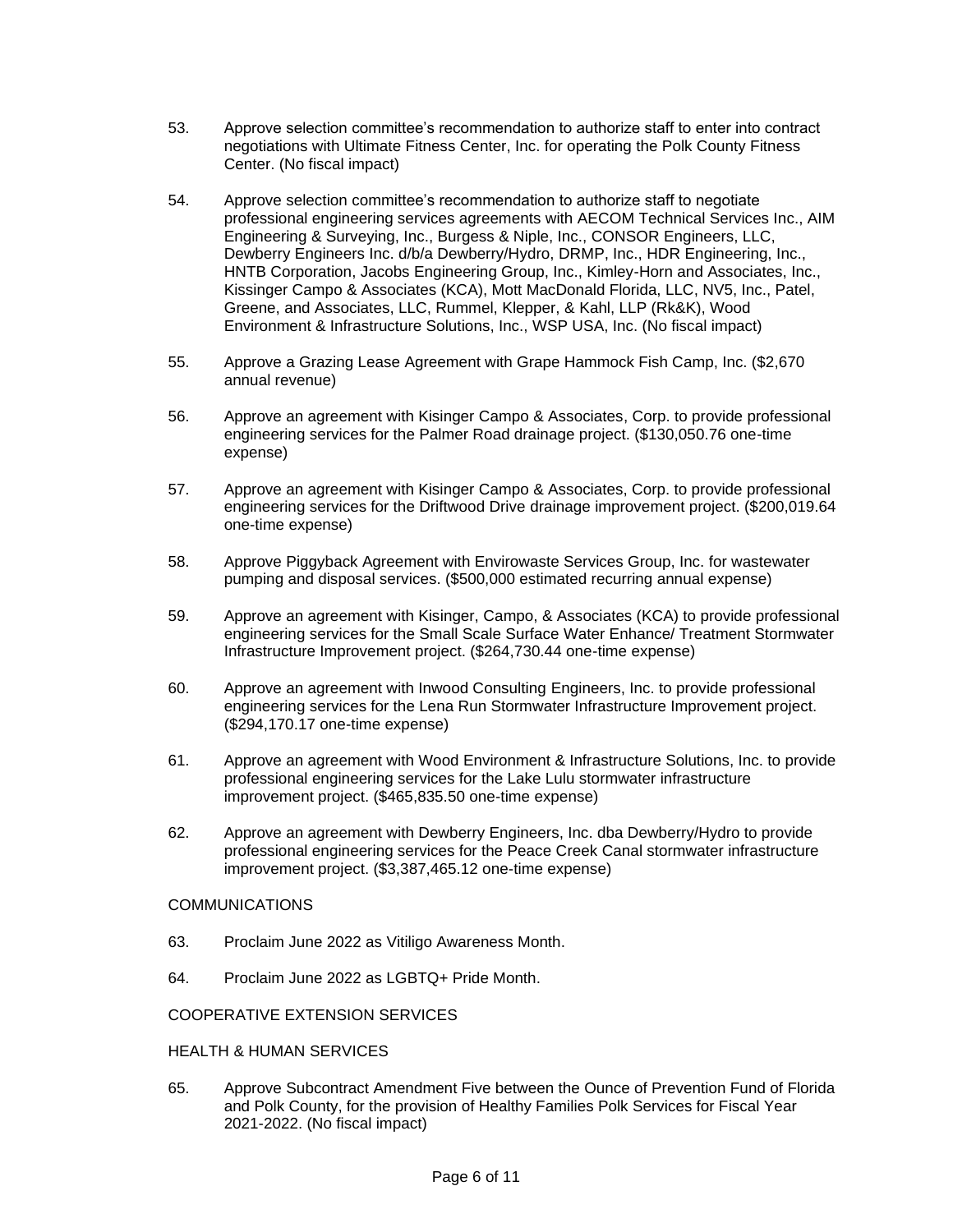53. Approve selection committee's recommendation to authorize staff to enter into contract negotiations with Ultimate Fitness Center, Inc. for operating the Polk County Fitness Center. (No fiscal impact)

54. Approve selection committee's recommendation to authorize staff to negotiate professional engineering services agreements with AECOM Technical Services Inc., AIM Engineering & Surveying, Inc., Burgess & Niple, Inc., CONSOR Engineers, LLC, Dewberry Engineers Inc. d/b/a Dewberry/Hydro, DRMP, Inc., HDR Engineering, Inc., HNTB Corporation, Jacobs Engineering Group, Inc., Kimley-Horn and Associates, Inc., Kissinger Campo & Associates (KCA), Mott MacDonald Florida, LLC, NV5, Inc., Patel, Greene, and Associates, LLC, Rummel, Klepper, & Kahl, LLP (Rk&K), Wood Environment & Infrastructure Solutions, Inc., WSP USA, Inc. (No fiscal impact)

55. Approve a Grazing Lease Agreement with Grape Hammock Fish Camp, Inc. ($2,670 annual revenue)

56. Approve an agreement with Kisinger Campo & Associates, Corp. to provide professional engineering services for the Palmer Road drainage project. ($130,050.76 one-time expense)

57. Approve an agreement with Kisinger Campo & Associates, Corp. to provide professional engineering services for the Driftwood Drive drainage improvement project. ($200,019.64 one-time expense)

58. Approve Piggyback Agreement with Envirowaste Services Group, Inc. for wastewater pumping and disposal services. ($500,000 estimated recurring annual expense)

59. Approve an agreement with Kisinger, Campo, & Associates (KCA) to provide professional engineering services for the Small Scale Surface Water Enhance/ Treatment Stormwater Infrastructure Improvement project. ($264,730.44 one-time expense)

60. Approve an agreement with Inwood Consulting Engineers, Inc. to provide professional engineering services for the Lena Run Stormwater Infrastructure Improvement project. ($294,170.17 one-time expense)

61. Approve an agreement with Wood Environment & Infrastructure Solutions, Inc. to provide professional engineering services for the Lake Lulu stormwater infrastructure improvement project. ($465,835.50 one-time expense)

62. Approve an agreement with Dewberry Engineers, Inc. dba Dewberry/Hydro to provide professional engineering services for the Peace Creek Canal stormwater infrastructure improvement project. ($3,387,465.12 one-time expense)

COMMUNICATIONS

63. Proclaim June 2022 as Vitiligo Awareness Month.

64. Proclaim June 2022 as LGBTQ+ Pride Month.

COOPERATIVE EXTENSION SERVICES

HEALTH & HUMAN SERVICES

65. Approve Subcontract Amendment Five between the Ounce of Prevention Fund of Florida and Polk County, for the provision of Healthy Families Polk Services for Fiscal Year 2021-2022. (No fiscal impact)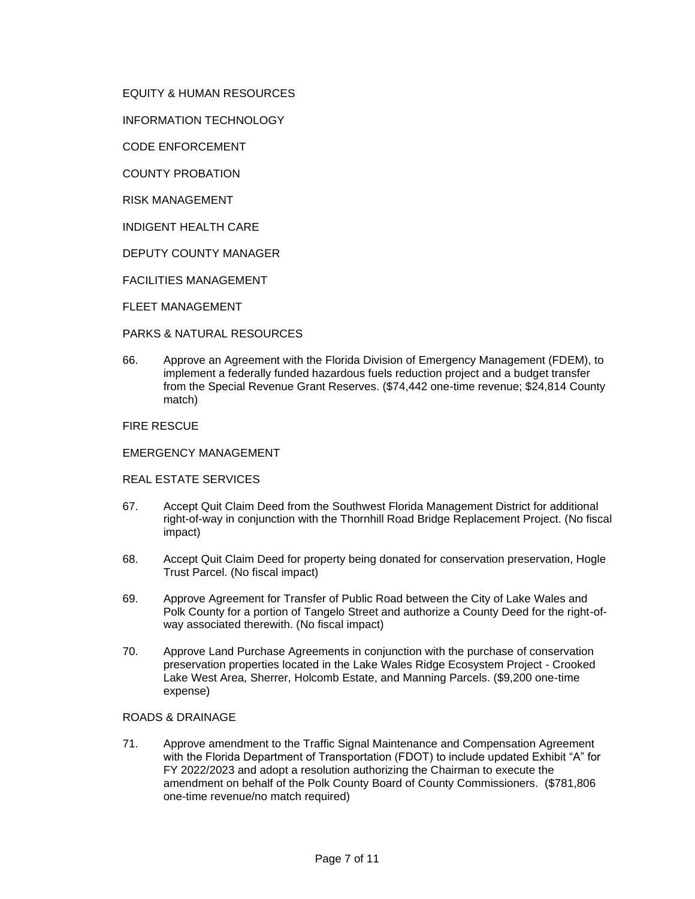EQUITY & HUMAN RESOURCES

INFORMATION TECHNOLOGY

CODE ENFORCEMENT

COUNTY PROBATION

RISK MANAGEMENT

INDIGENT HEALTH CARE

DEPUTY COUNTY MANAGER

FACILITIES MANAGEMENT

FLEET MANAGEMENT

PARKS & NATURAL RESOURCES

66. Approve an Agreement with the Florida Division of Emergency Management (FDEM), to implement a federally funded hazardous fuels reduction project and a budget transfer from the Special Revenue Grant Reserves. ($74,442 one-time revenue; $24,814 County match)

FIRE RESCUE

EMERGENCY MANAGEMENT

REAL ESTATE SERVICES

67. Accept Quit Claim Deed from the Southwest Florida Management District for additional right-of-way in conjunction with the Thornhill Road Bridge Replacement Project. (No fiscal impact)

68. Accept Quit Claim Deed for property being donated for conservation preservation, Hogle Trust Parcel. (No fiscal impact)

69. Approve Agreement for Transfer of Public Road between the City of Lake Wales and Polk County for a portion of Tangelo Street and authorize a County Deed for the right-of-way associated therewith. (No fiscal impact)

70. Approve Land Purchase Agreements in conjunction with the purchase of conservation preservation properties located in the Lake Wales Ridge Ecosystem Project - Crooked Lake West Area, Sherrer, Holcomb Estate, and Manning Parcels. ($9,200 one-time expense)

ROADS & DRAINAGE

71. Approve amendment to the Traffic Signal Maintenance and Compensation Agreement with the Florida Department of Transportation (FDOT) to include updated Exhibit "A" for FY 2022/2023 and adopt a resolution authorizing the Chairman to execute the amendment on behalf of the Polk County Board of County Commissioners. ($781,806 one-time revenue/no match required)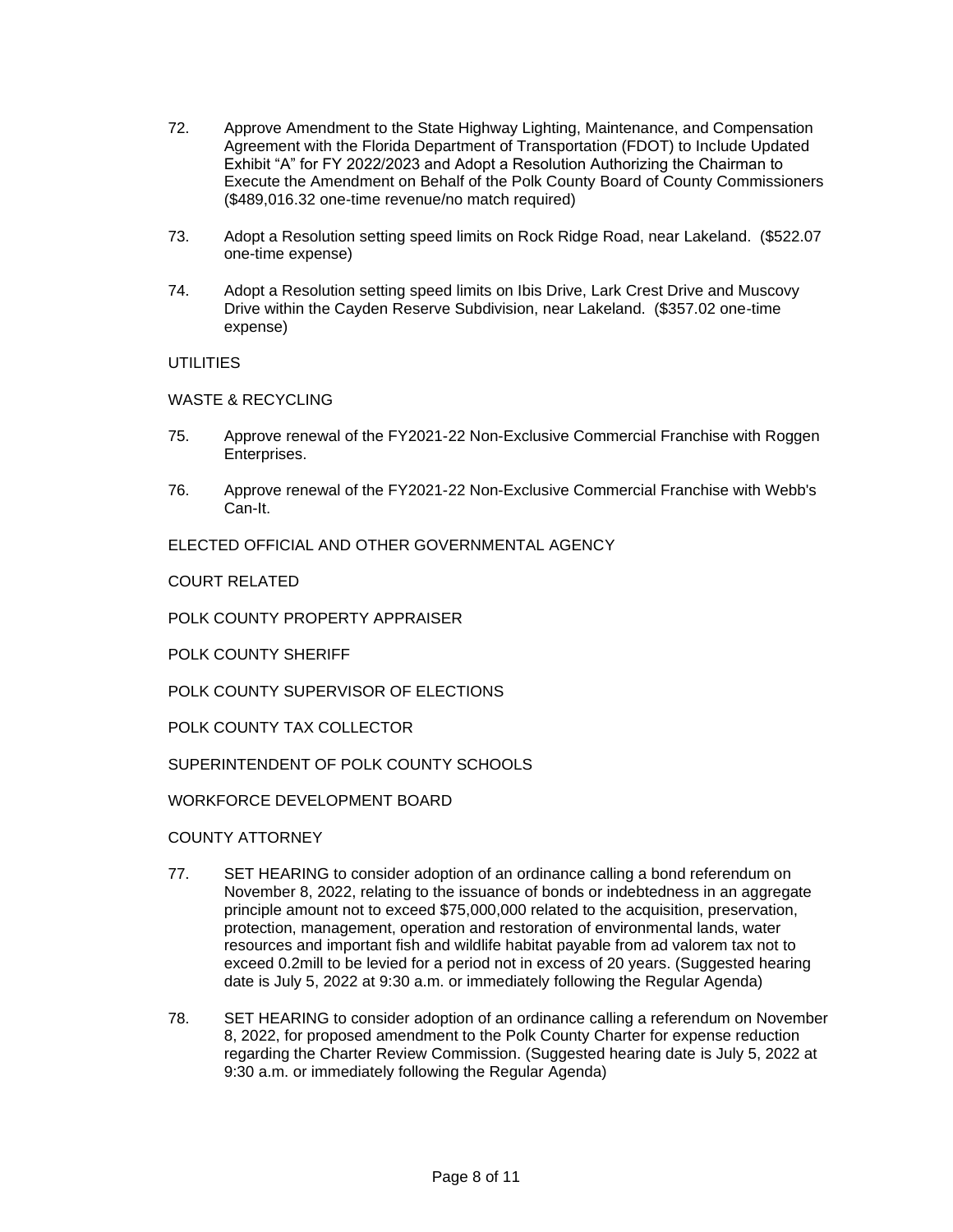72. Approve Amendment to the State Highway Lighting, Maintenance, and Compensation Agreement with the Florida Department of Transportation (FDOT) to Include Updated Exhibit “A” for FY 2022/2023 and Adopt a Resolution Authorizing the Chairman to Execute the Amendment on Behalf of the Polk County Board of County Commissioners ($489,016.32 one-time revenue/no match required)

73. Adopt a Resolution setting speed limits on Rock Ridge Road, near Lakeland. ($522.07 one-time expense)

74. Adopt a Resolution setting speed limits on Ibis Drive, Lark Crest Drive and Muscovy Drive within the Cayden Reserve Subdivision, near Lakeland. ($357.02 one-time expense)

UTILITIES

WASTE & RECYCLING

75. Approve renewal of the FY2021-22 Non-Exclusive Commercial Franchise with Roggen Enterprises.

76. Approve renewal of the FY2021-22 Non-Exclusive Commercial Franchise with Webb's Can-It.

ELECTED OFFICIAL AND OTHER GOVERNMENTAL AGENCY

COURT RELATED

POLK COUNTY PROPERTY APPRAISER

POLK COUNTY SHERIFF

POLK COUNTY SUPERVISOR OF ELECTIONS

POLK COUNTY TAX COLLECTOR

SUPERINTENDENT OF POLK COUNTY SCHOOLS

WORKFORCE DEVELOPMENT BOARD

COUNTY ATTORNEY

77. SET HEARING to consider adoption of an ordinance calling a bond referendum on November 8, 2022, relating to the issuance of bonds or indebtedness in an aggregate principle amount not to exceed $75,000,000 related to the acquisition, preservation, protection, management, operation and restoration of environmental lands, water resources and important fish and wildlife habitat payable from ad valorem tax not to exceed 0.2mill to be levied for a period not in excess of 20 years. (Suggested hearing date is July 5, 2022 at 9:30 a.m. or immediately following the Regular Agenda)

78. SET HEARING to consider adoption of an ordinance calling a referendum on November 8, 2022, for proposed amendment to the Polk County Charter for expense reduction regarding the Charter Review Commission. (Suggested hearing date is July 5, 2022 at 9:30 a.m. or immediately following the Regular Agenda)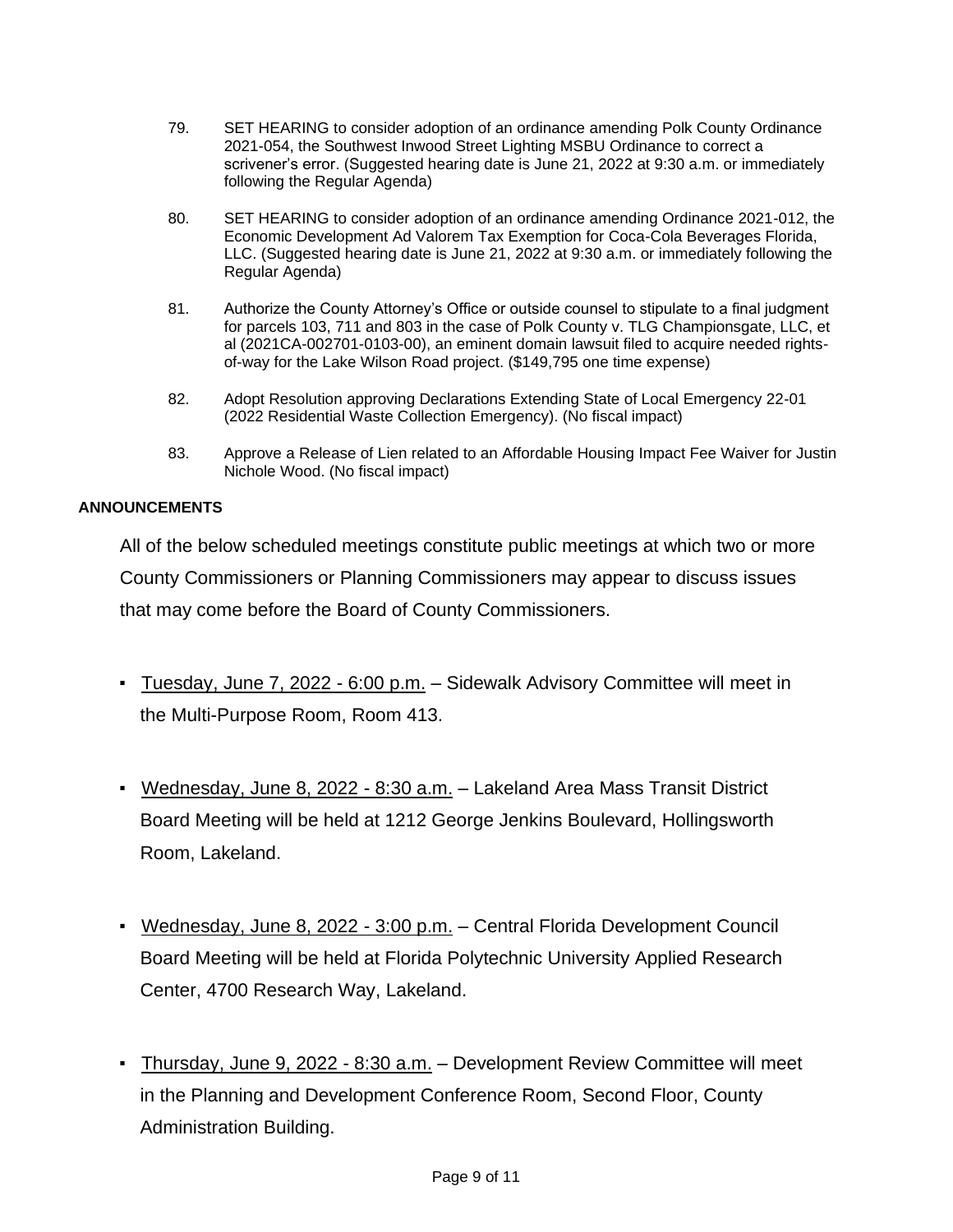79. SET HEARING to consider adoption of an ordinance amending Polk County Ordinance 2021-054, the Southwest Inwood Street Lighting MSBU Ordinance to correct a scrivener's error. (Suggested hearing date is June 21, 2022 at 9:30 a.m. or immediately following the Regular Agenda)

80. SET HEARING to consider adoption of an ordinance amending Ordinance 2021-012, the Economic Development Ad Valorem Tax Exemption for Coca-Cola Beverages Florida, LLC. (Suggested hearing date is June 21, 2022 at 9:30 a.m. or immediately following the Regular Agenda)

81. Authorize the County Attorney's Office or outside counsel to stipulate to a final judgment for parcels 103, 711 and 803 in the case of Polk County v. TLG Championsgate, LLC, et al (2021CA-002701-0103-00), an eminent domain lawsuit filed to acquire needed rights-of-way for the Lake Wilson Road project. ($149,795 one time expense)

82. Adopt Resolution approving Declarations Extending State of Local Emergency 22-01 (2022 Residential Waste Collection Emergency). (No fiscal impact)

83. Approve a Release of Lien related to an Affordable Housing Impact Fee Waiver for Justin Nichole Wood. (No fiscal impact)

**ANNOUNCEMENTS**

All of the below scheduled meetings constitute public meetings at which two or more County Commissioners or Planning Commissioners may appear to discuss issues that may come before the Board of County Commissioners.

- Tuesday, June 7, 2022 - 6:00 p.m. – Sidewalk Advisory Committee will meet in the Multi-Purpose Room, Room 413.

- Wednesday, June 8, 2022 - 8:30 a.m. – Lakeland Area Mass Transit District Board Meeting will be held at 1212 George Jenkins Boulevard, Hollingsworth Room, Lakeland.

- Wednesday, June 8, 2022 - 3:00 p.m. – Central Florida Development Council Board Meeting will be held at Florida Polytechnic University Applied Research Center, 4700 Research Way, Lakeland.

- Thursday, June 9, 2022 - 8:30 a.m. – Development Review Committee will meet in the Planning and Development Conference Room, Second Floor, County Administration Building.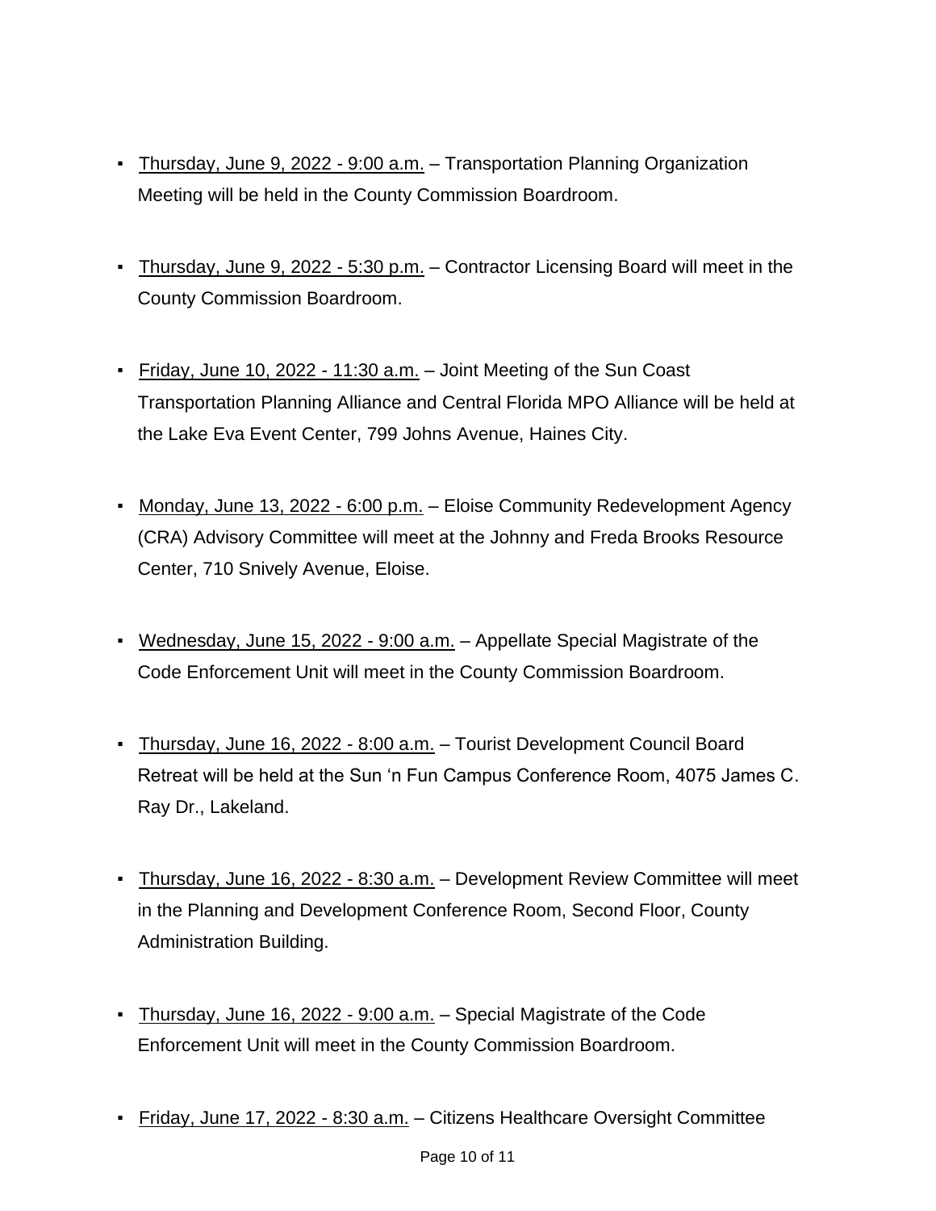- <u>Thursday, June 9, 2022 - 9:00 a.m.</u> – Transportation Planning Organization Meeting will be held in the County Commission Boardroom.

- <u>Thursday, June 9, 2022 - 5:30 p.m.</u> – Contractor Licensing Board will meet in the County Commission Boardroom.

- <u>Friday, June 10, 2022 - 11:30 a.m.</u> – Joint Meeting of the Sun Coast Transportation Planning Alliance and Central Florida MPO Alliance will be held at the Lake Eva Event Center, 799 Johns Avenue, Haines City.

- <u>Monday, June 13, 2022 - 6:00 p.m.</u> – Eloise Community Redevelopment Agency (CRA) Advisory Committee will meet at the Johnny and Freda Brooks Resource Center, 710 Snively Avenue, Eloise.

- <u>Wednesday, June 15, 2022 - 9:00 a.m.</u> – Appellate Special Magistrate of the Code Enforcement Unit will meet in the County Commission Boardroom.

- <u>Thursday, June 16, 2022 - 8:00 a.m.</u> – Tourist Development Council Board Retreat will be held at the Sun 'n Fun Campus Conference Room, 4075 James C. Ray Dr., Lakeland.

- <u>Thursday, June 16, 2022 - 8:30 a.m.</u> – Development Review Committee will meet in the Planning and Development Conference Room, Second Floor, County Administration Building.

- <u>Thursday, June 16, 2022 - 9:00 a.m.</u> – Special Magistrate of the Code Enforcement Unit will meet in the County Commission Boardroom.

- <u>Friday, June 17, 2022 - 8:30 a.m.</u> – Citizens Healthcare Oversight Committee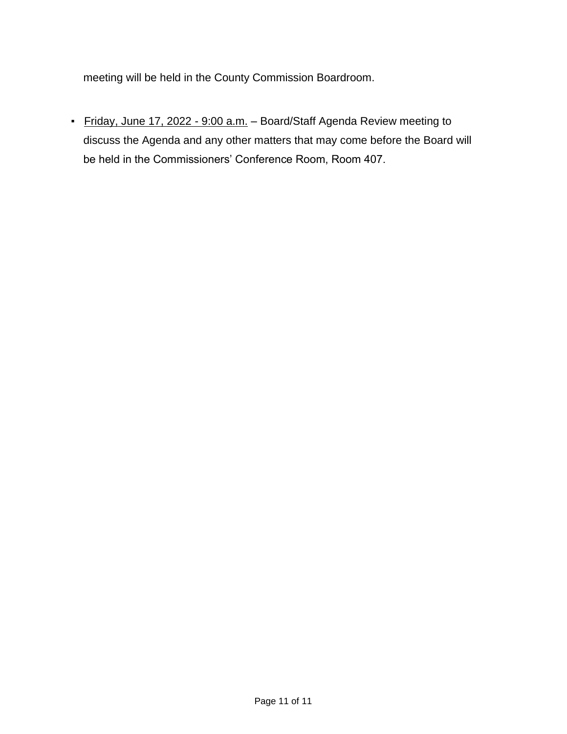meeting will be held in the County Commission Boardroom.

- Friday, June 17, 2022 - 9:00 a.m. – Board/Staff Agenda Review meeting to discuss the Agenda and any other matters that may come before the Board will be held in the Commissioners' Conference Room, Room 407.